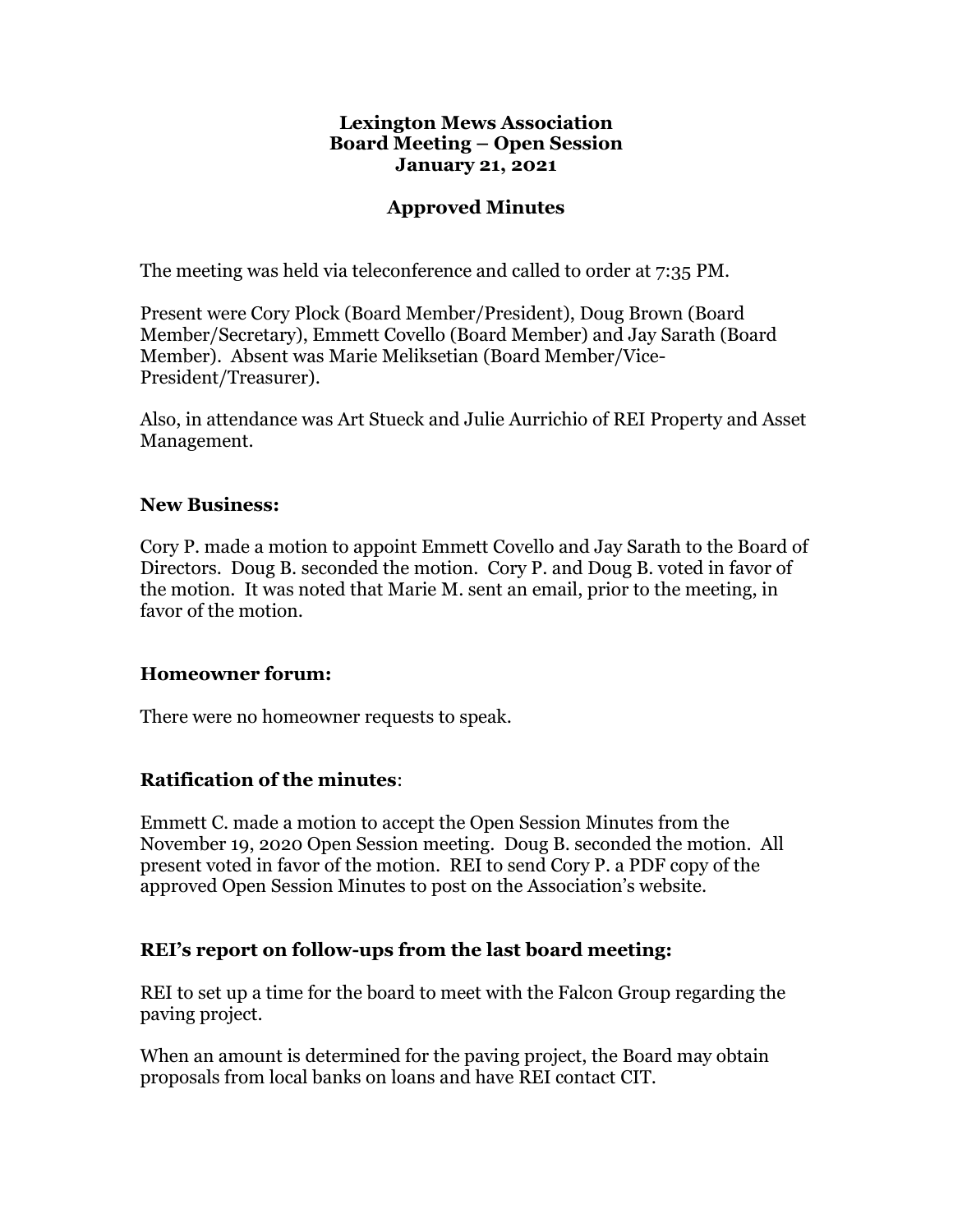# Lexington Mews Association
## Board Meeting – Open Session
## January 21, 2021

## Approved Minutes

The meeting was held via teleconference and called to order at 7:35 PM.

Present were Cory Plock (Board Member/President), Doug Brown (Board Member/Secretary), Emmett Covello (Board Member) and Jay Sarath (Board Member). Absent was Marie Meliksetian (Board Member/Vice-President/Treasurer).

Also, in attendance was Art Stueck and Julie Aurrichio of REI Property and Asset Management.

### New Business:

Cory P. made a motion to appoint Emmett Covello and Jay Sarath to the Board of Directors. Doug B. seconded the motion. Cory P. and Doug B. voted in favor of the motion. It was noted that Marie M. sent an email, prior to the meeting, in favor of the motion.

### Homeowner forum:

There were no homeowner requests to speak.

### Ratification of the minutes:

Emmett C. made a motion to accept the Open Session Minutes from the November 19, 2020 Open Session meeting. Doug B. seconded the motion. All present voted in favor of the motion. REI to send Cory P. a PDF copy of the approved Open Session Minutes to post on the Association's website.

### REI's report on follow-ups from the last board meeting:

REI to set up a time for the board to meet with the Falcon Group regarding the paving project.

When an amount is determined for the paving project, the Board may obtain proposals from local banks on loans and have REI contact CIT.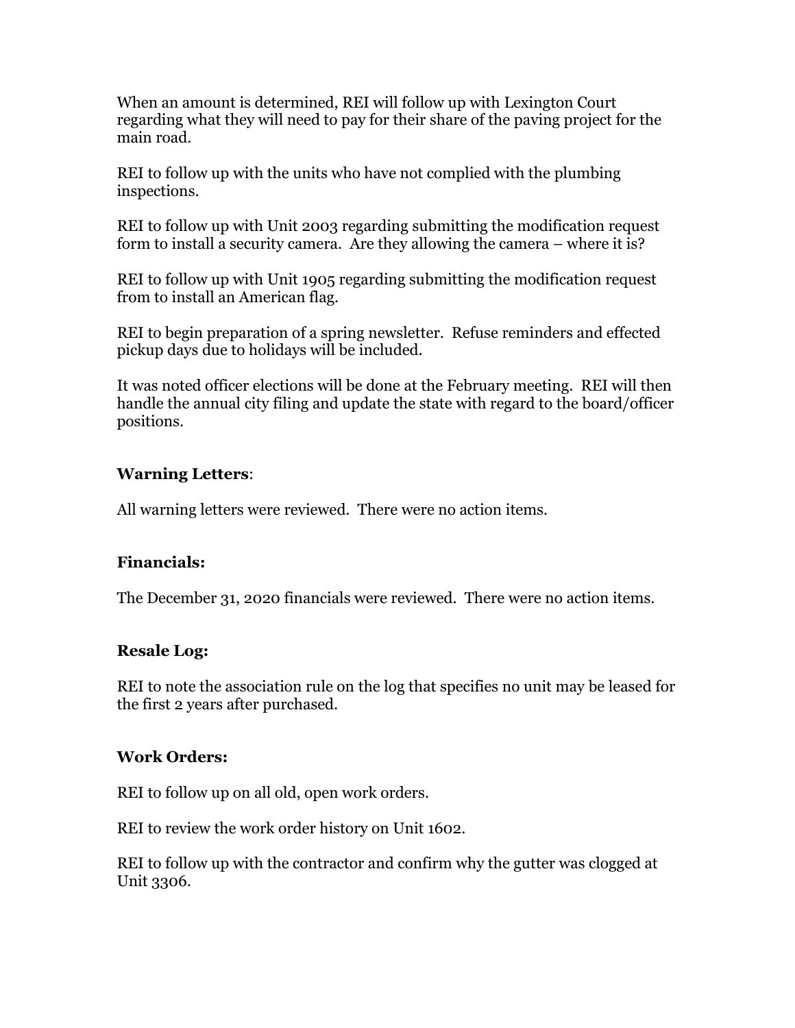When an amount is determined, REI will follow up with Lexington Court regarding what they will need to pay for their share of the paving project for the main road.

REI to follow up with the units who have not complied with the plumbing inspections.

REI to follow up with Unit 2003 regarding submitting the modification request form to install a security camera. Are they allowing the camera – where it is?

REI to follow up with Unit 1905 regarding submitting the modification request from to install an American flag.

REI to begin preparation of a spring newsletter. Refuse reminders and effected pickup days due to holidays will be included.

It was noted officer elections will be done at the February meeting. REI will then handle the annual city filing and update the state with regard to the board/officer positions.

**Warning Letters**:

All warning letters were reviewed. There were no action items.

**Financials:**

The December 31, 2020 financials were reviewed. There were no action items.

**Resale Log:**

REI to note the association rule on the log that specifies no unit may be leased for the first 2 years after purchased.

**Work Orders:**

REI to follow up on all old, open work orders.

REI to review the work order history on Unit 1602.

REI to follow up with the contractor and confirm why the gutter was clogged at Unit 3306.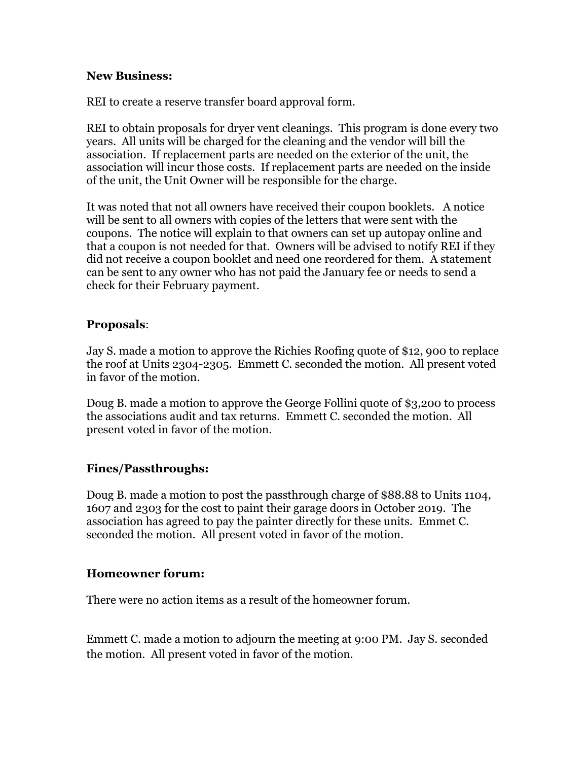**New Business:**

REI to create a reserve transfer board approval form.

REI to obtain proposals for dryer vent cleanings. This program is done every two years. All units will be charged for the cleaning and the vendor will bill the association. If replacement parts are needed on the exterior of the unit, the association will incur those costs. If replacement parts are needed on the inside of the unit, the Unit Owner will be responsible for the charge.

It was noted that not all owners have received their coupon booklets. A notice will be sent to all owners with copies of the letters that were sent with the coupons. The notice will explain to that owners can set up autopay online and that a coupon is not needed for that. Owners will be advised to notify REI if they did not receive a coupon booklet and need one reordered for them. A statement can be sent to any owner who has not paid the January fee or needs to send a check for their February payment.

**Proposals**:

Jay S. made a motion to approve the Richies Roofing quote of $12, 900 to replace the roof at Units 2304-2305. Emmett C. seconded the motion. All present voted in favor of the motion.

Doug B. made a motion to approve the George Follini quote of $3,200 to process the associations audit and tax returns. Emmett C. seconded the motion. All present voted in favor of the motion.

**Fines/Passthroughs:**

Doug B. made a motion to post the passthrough charge of $88.88 to Units 1104, 1607 and 2303 for the cost to paint their garage doors in October 2019. The association has agreed to pay the painter directly for these units. Emmet C. seconded the motion. All present voted in favor of the motion.

**Homeowner forum:**

There were no action items as a result of the homeowner forum.

Emmett C. made a motion to adjourn the meeting at 9:00 PM. Jay S. seconded the motion. All present voted in favor of the motion.